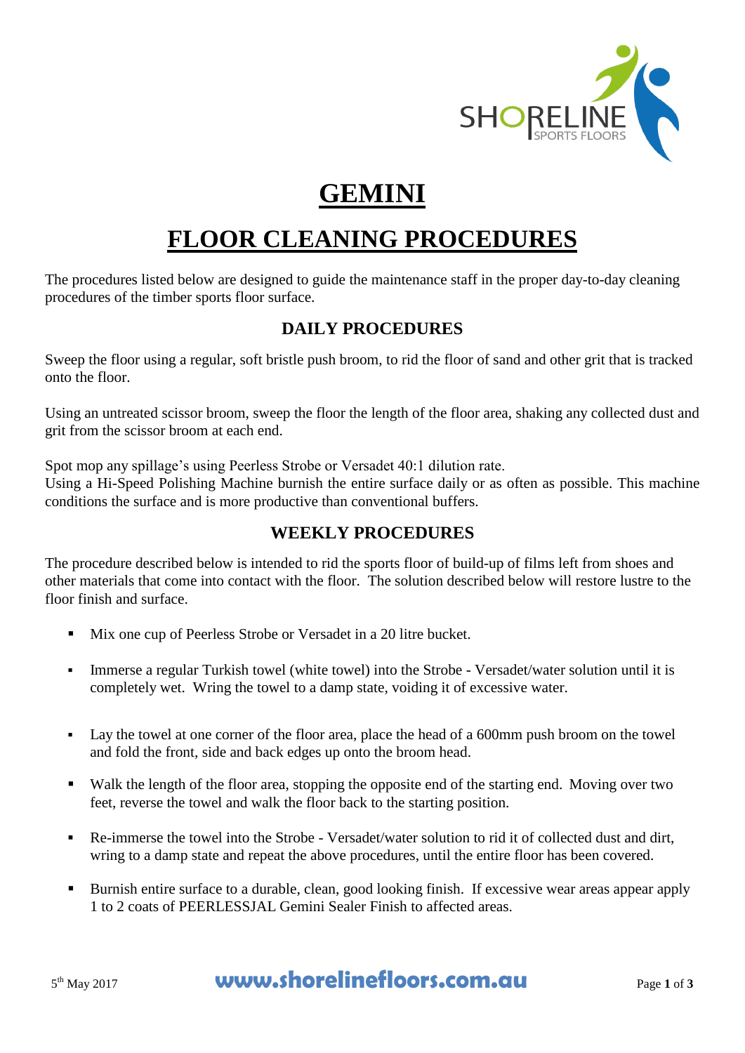# GEMINI

# FLOOR CLEANING PROCEDURES

The procedures listed below are designed to guide the maintenance staff in the proper day-to-day cleaning procedures of the timber sports floor surface.

## DAILY PROCEDURES

Sweep the floor using a regular, soft bristle push broom, to rid the floor of sand and other grit that is tracked onto the floor.

Using an untreated scissor broom, sweep the floor the length of the floor area, shaking any collected dust and grit from the scissor broom at each end.

Spot mop any spillage's using Peerless Strobe or Versadet 40:1 dilution rate.
Using a Hi-Speed Polishing Machine burnish the entire surface daily or as often as possible. This machine conditions the surface and is more productive than conventional buffers.

## WEEKLY PROCEDURES

The procedure described below is intended to rid the sports floor of build-up of films left from shoes and other materials that come into contact with the floor. The solution described below will restore lustre to the floor finish and surface.

- Mix one cup of Peerless Strobe or Versadet in a 20 litre bucket.
- Immerse a regular Turkish towel (white towel) into the Strobe - Versadet/water solution until it is completely wet. Wring the towel to a damp state, voiding it of excessive water.
- Lay the towel at one corner of the floor area, place the head of a 600mm push broom on the towel and fold the front, side and back edges up onto the broom head.
- Walk the length of the floor area, stopping the opposite end of the starting end. Moving over two feet, reverse the towel and walk the floor back to the starting position.
- Re-immerse the towel into the Strobe - Versadet/water solution to rid it of collected dust and dirt, wring to a damp state and repeat the above procedures, until the entire floor has been covered.
- Burnish entire surface to a durable, clean, good looking finish. If excessive wear areas appear apply 1 to 2 coats of PEERLESSJAL Gemini Sealer Finish to affected areas.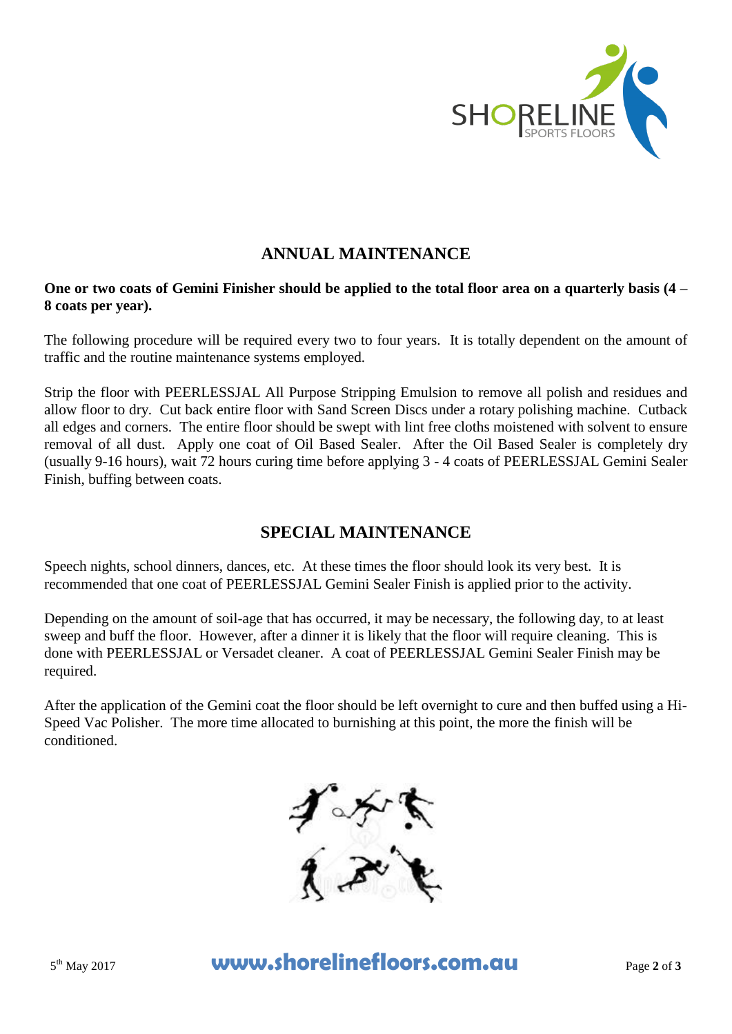## ANNUAL MAINTENANCE

**One or two coats of Gemini Finisher should be applied to the total floor area on a quarterly basis (4 – 8 coats per year).**

The following procedure will be required every two to four years. It is totally dependent on the amount of traffic and the routine maintenance systems employed.

Strip the floor with PEERLESSJAL All Purpose Stripping Emulsion to remove all polish and residues and allow floor to dry. Cut back entire floor with Sand Screen Discs under a rotary polishing machine. Cutback all edges and corners. The entire floor should be swept with lint free cloths moistened with solvent to ensure removal of all dust. Apply one coat of Oil Based Sealer. After the Oil Based Sealer is completely dry (usually 9-16 hours), wait 72 hours curing time before applying 3 - 4 coats of PEERLESSJAL Gemini Sealer Finish, buffing between coats.

## SPECIAL MAINTENANCE

Speech nights, school dinners, dances, etc. At these times the floor should look its very best. It is recommended that one coat of PEERLESSJAL Gemini Sealer Finish is applied prior to the activity.

Depending on the amount of soil-age that has occurred, it may be necessary, the following day, to at least sweep and buff the floor. However, after a dinner it is likely that the floor will require cleaning. This is done with PEERLESSJAL or Versadet cleaner. A coat of PEERLESSJAL Gemini Sealer Finish may be required.

After the application of the Gemini coat the floor should be left overnight to cure and then buffed using a Hi-Speed Vac Polisher. The more time allocated to burnishing at this point, the more the finish will be conditioned.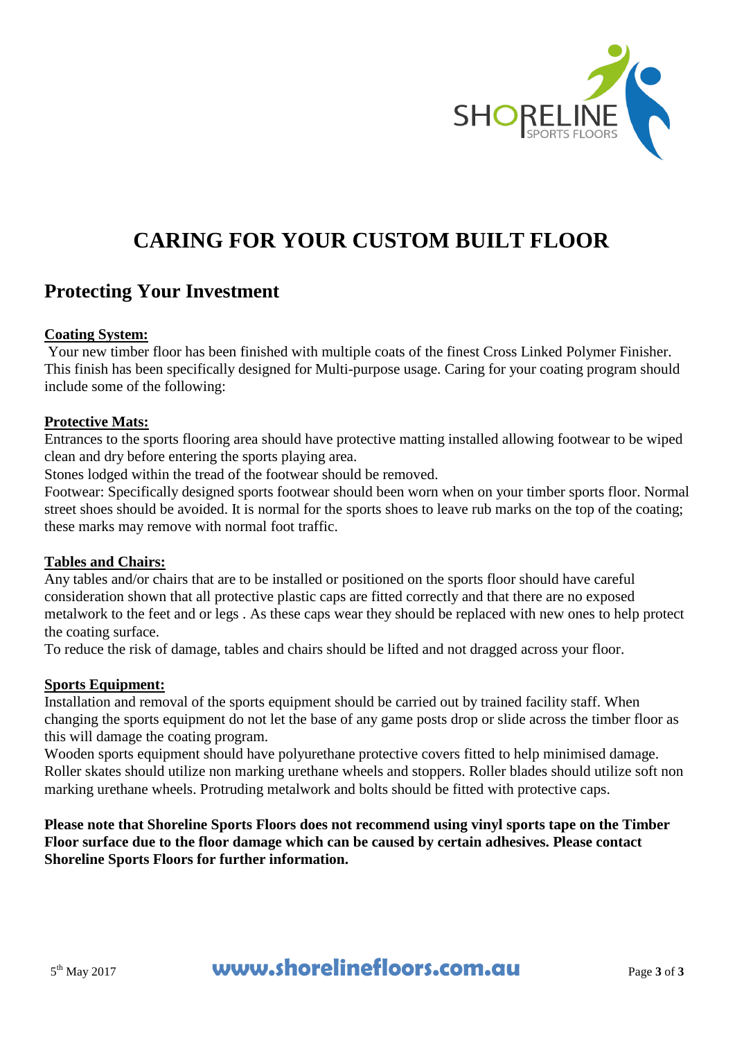# CARING FOR YOUR CUSTOM BUILT FLOOR

## Protecting Your Investment

**Coating System:**

Your new timber floor has been finished with multiple coats of the finest Cross Linked Polymer Finisher. This finish has been specifically designed for Multi-purpose usage. Caring for your coating program should include some of the following:

**Protective Mats:**

Entrances to the sports flooring area should have protective matting installed allowing footwear to be wiped clean and dry before entering the sports playing area.

Stones lodged within the tread of the footwear should be removed.

Footwear: Specifically designed sports footwear should been worn when on your timber sports floor. Normal street shoes should be avoided. It is normal for the sports shoes to leave rub marks on the top of the coating; these marks may remove with normal foot traffic.

**Tables and Chairs:**

Any tables and/or chairs that are to be installed or positioned on the sports floor should have careful consideration shown that all protective plastic caps are fitted correctly and that there are no exposed metalwork to the feet and or legs . As these caps wear they should be replaced with new ones to help protect the coating surface.

To reduce the risk of damage, tables and chairs should be lifted and not dragged across your floor.

**Sports Equipment:**

Installation and removal of the sports equipment should be carried out by trained facility staff. When changing the sports equipment do not let the base of any game posts drop or slide across the timber floor as this will damage the coating program.

Wooden sports equipment should have polyurethane protective covers fitted to help minimised damage.

Roller skates should utilize non marking urethane wheels and stoppers. Roller blades should utilize soft non marking urethane wheels. Protruding metalwork and bolts should be fitted with protective caps.

**Please note that Shoreline Sports Floors does not recommend using vinyl sports tape on the Timber Floor surface due to the floor damage which can be caused by certain adhesives. Please contact Shoreline Sports Floors for further information.**